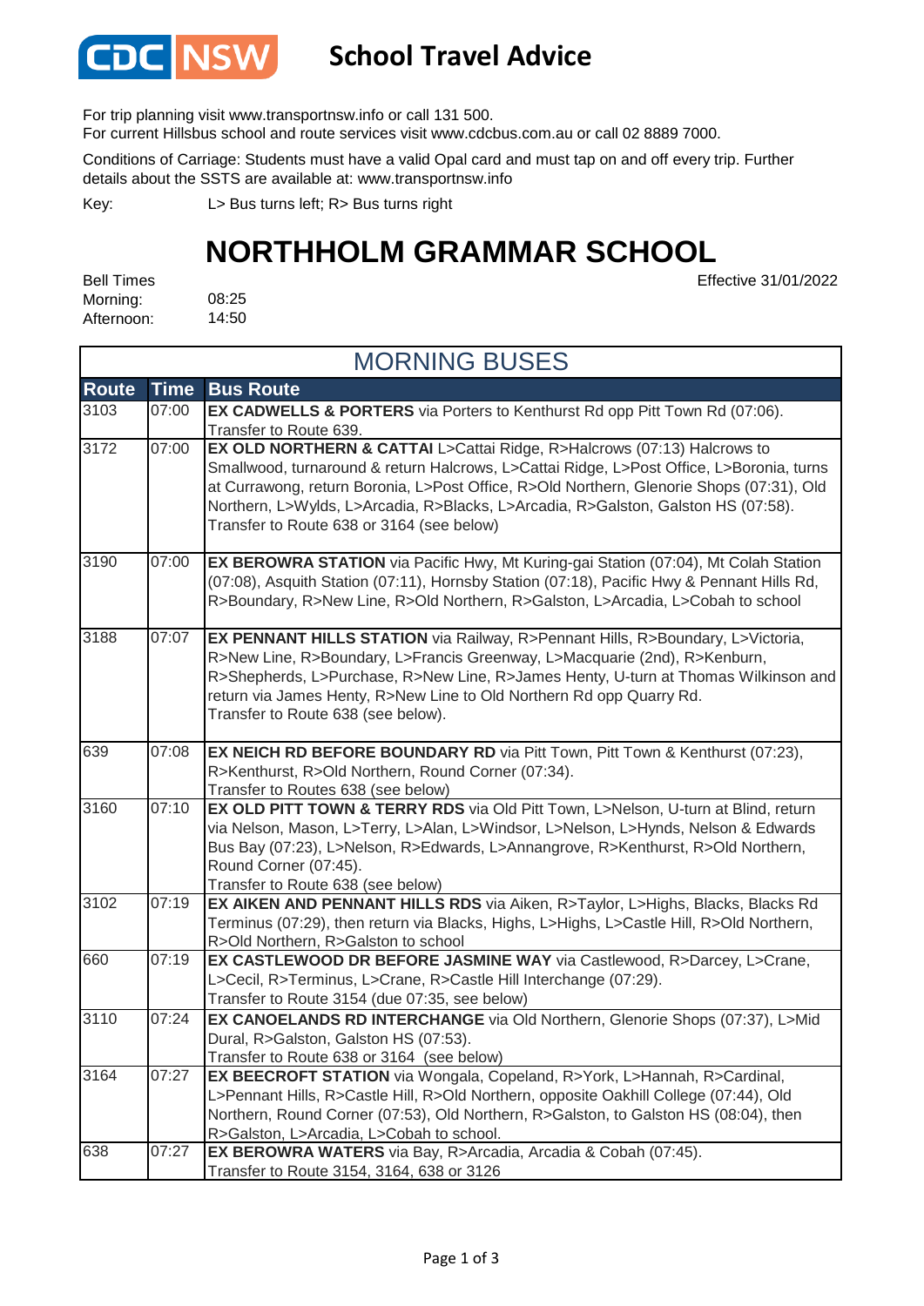# CDC NSW School Travel Advice

For trip planning visit www.transportnsw.info or call 131 500.
For current Hillsbus school and route services visit www.cdcbus.com.au or call 02 8889 7000.

Conditions of Carriage: Students must have a valid Opal card and must tap on and off every trip. Further details about the SSTS are available at: www.transportnsw.info

Key: L> Bus turns left; R> Bus turns right

# NORTHHOLM GRAMMAR SCHOOL

Effective 31/01/2022

Bell Times
Morning: 08:25
Afternoon: 14:50

## MORNING BUSES

| Route | Time | Bus Route |
|---|---|---|
| 3103 | 07:00 | **EX CADWELLS & PORTERS** via Porters to Kenthurst Rd opp Pitt Town Rd (07:06). Transfer to Route 639. |
| 3172 | 07:00 | **EX OLD NORTHERN & CATTAI** L>Cattai Ridge, R>Halcrows (07:13) Halcrows to Smallwood, turnaround & return Halcrows, L>Cattai Ridge, L>Post Office, L>Boronia, turns at Currawong, return Boronia, L>Post Office, R>Old Northern, Glenorie Shops (07:31), Old Northern, L>Wylds, L>Arcadia, R>Blacks, L>Arcadia, R>Galston, Galston HS (07:58). Transfer to Route 638 or 3164 (see below) |
| 3190 | 07:00 | **EX BEROWRA STATION** via Pacific Hwy, Mt Kuring-gai Station (07:04), Mt Colah Station (07:08), Asquith Station (07:11), Hornsby Station (07:18), Pacific Hwy & Pennant Hills Rd, R>Boundary, R>New Line, R>Old Northern, R>Galston, L>Arcadia, L>Cobah to school |
| 3188 | 07:07 | **EX PENNANT HILLS STATION** via Railway, R>Pennant Hills, R>Boundary, L>Victoria, R>New Line, R>Boundary, L>Francis Greenway, L>Macquarie (2nd), R>Kenburn, R>Shepherds, L>Purchase, R>New Line, R>James Henty, U-turn at Thomas Wilkinson and return via James Henty, R>New Line to Old Northern Rd opp Quarry Rd. Transfer to Route 638 (see below). |
| 639 | 07:08 | **EX NEICH RD BEFORE BOUNDARY RD** via Pitt Town, Pitt Town & Kenthurst (07:23), R>Kenthurst, R>Old Northern, Round Corner (07:34). Transfer to Routes 638 (see below) |
| 3160 | 07:10 | **EX OLD PITT TOWN & TERRY RDS** via Old Pitt Town, L>Nelson, U-turn at Blind, return via Nelson, Mason, L>Terry, L>Alan, L>Windsor, L>Nelson, L>Hynds, Nelson & Edwards Bus Bay (07:23), L>Nelson, R>Edwards, L>Annangrove, R>Kenthurst, R>Old Northern, Round Corner (07:45). Transfer to Route 638 (see below) |
| 3102 | 07:19 | **EX AIKEN AND PENNANT HILLS RDS** via Aiken, R>Taylor, L>Highs, Blacks, Blacks Rd Terminus (07:29), then return via Blacks, Highs, L>Highs, L>Castle Hill, R>Old Northern, R>Old Northern, R>Galston to school |
| 660 | 07:19 | **EX CASTLEWOOD DR BEFORE JASMINE WAY** via Castlewood, R>Darcey, L>Crane, L>Cecil, R>Terminus, L>Crane, R>Castle Hill Interchange (07:29). Transfer to Route 3154 (due 07:35, see below) |
| 3110 | 07:24 | **EX CANOELANDS RD INTERCHANGE** via Old Northern, Glenorie Shops (07:37), L>Mid Dural, R>Galston, Galston HS (07:53). Transfer to Route 638 or 3164 (see below) |
| 3164 | 07:27 | **EX BEECROFT STATION** via Wongala, Copeland, R>York, L>Hannah, R>Cardinal, L>Pennant Hills, R>Castle Hill, R>Old Northern, opposite Oakhill College (07:44), Old Northern, Round Corner (07:53), Old Northern, R>Galston, to Galston HS (08:04), then R>Galston, L>Arcadia, L>Cobah to school. |
| 638 | 07:27 | **EX BEROWRA WATERS** via Bay, R>Arcadia, Arcadia & Cobah (07:45). Transfer to Route 3154, 3164, 638 or 3126 |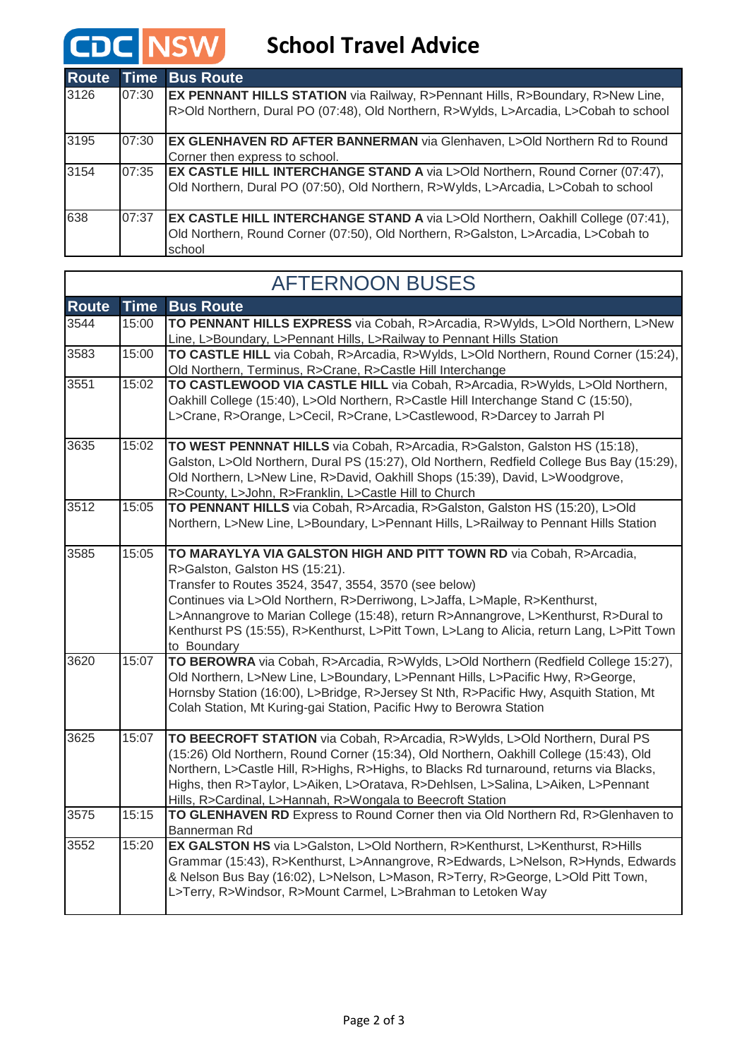# CDC NSW School Travel Advice

| Route | Time | Bus Route |
|---|---|---|
| 3126 | 07:30 | **EX PENNANT HILLS STATION** via Railway, R>Pennant Hills, R>Boundary, R>New Line, R>Old Northern, Dural PO (07:48), Old Northern, R>Wylds, L>Arcadia, L>Cobah to school |
| 3195 | 07:30 | **EX GLENHAVEN RD AFTER BANNERMAN** via Glenhaven, L>Old Northern Rd to Round Corner then express to school. |
| 3154 | 07:35 | **EX CASTLE HILL INTERCHANGE STAND A** via L>Old Northern, Round Corner (07:47), Old Northern, Dural PO (07:50), Old Northern, R>Wylds, L>Arcadia, L>Cobah to school |
| 638 | 07:37 | **EX CASTLE HILL INTERCHANGE STAND A** via L>Old Northern, Oakhill College (07:41), Old Northern, Round Corner (07:50), Old Northern, R>Galston, L>Arcadia, L>Cobah to school |

## AFTERNOON BUSES

| Route | Time | Bus Route |
|---|---|---|
| 3544 | 15:00 | **TO PENNANT HILLS EXPRESS** via Cobah, R>Arcadia, R>Wylds, L>Old Northern, L>New Line, L>Boundary, L>Pennant Hills, L>Railway to Pennant Hills Station |
| 3583 | 15:00 | **TO CASTLE HILL** via Cobah, R>Arcadia, R>Wylds, L>Old Northern, Round Corner (15:24), Old Northern, Terminus, R>Crane, R>Castle Hill Interchange |
| 3551 | 15:02 | **TO CASTLEWOOD VIA CASTLE HILL** via Cobah, R>Arcadia, R>Wylds, L>Old Northern, Oakhill College (15:40), L>Old Northern, R>Castle Hill Interchange Stand C (15:50), L>Crane, R>Orange, L>Cecil, R>Crane, L>Castlewood, R>Darcey to Jarrah Pl |
| 3635 | 15:02 | **TO WEST PENNNAT HILLS** via Cobah, R>Arcadia, R>Galston, Galston HS (15:18), Galston, L>Old Northern, Dural PS (15:27), Old Northern, Redfield College Bus Bay (15:29), Old Northern, L>New Line, R>David, Oakhill Shops (15:39), David, L>Woodgrove, R>County, L>John, R>Franklin, L>Castle Hill to Church |
| 3512 | 15:05 | **TO PENNANT HILLS** via Cobah, R>Arcadia, R>Galston, Galston HS (15:20), L>Old Northern, L>New Line, L>Boundary, L>Pennant Hills, L>Railway to Pennant Hills Station |
| 3585 | 15:05 | **TO MARAYLYA VIA GALSTON HIGH AND PITT TOWN RD** via Cobah, R>Arcadia, R>Galston, Galston HS (15:21).<br>Transfer to Routes 3524, 3547, 3554, 3570 (see below)<br>Continues via L>Old Northern, R>Derriwong, L>Jaffa, L>Maple, R>Kenthurst, L>Annangrove to Marian College (15:48), return R>Annangrove, L>Kenthurst, R>Dural to Kenthurst PS (15:55), R>Kenthurst, L>Pitt Town, L>Lang to Alicia, return Lang, L>Pitt Town to Boundary |
| 3620 | 15:07 | **TO BEROWRA** via Cobah, R>Arcadia, R>Wylds, L>Old Northern (Redfield College 15:27), Old Northern, L>New Line, L>Boundary, L>Pennant Hills, L>Pacific Hwy, R>George, Hornsby Station (16:00), L>Bridge, R>Jersey St Nth, R>Pacific Hwy, Asquith Station, Mt Colah Station, Mt Kuring-gai Station, Pacific Hwy to Berowra Station |
| 3625 | 15:07 | **TO BEECROFT STATION** via Cobah, R>Arcadia, R>Wylds, L>Old Northern, Dural PS (15:26) Old Northern, Round Corner (15:34), Old Northern, Oakhill College (15:43), Old Northern, L>Castle Hill, R>Highs, R>Highs, to Blacks Rd turnaround, returns via Blacks, Highs, then R>Taylor, L>Aiken, L>Oratava, R>Dehlsen, L>Salina, L>Aiken, L>Pennant Hills, R>Cardinal, L>Hannah, R>Wongala to Beecroft Station |
| 3575 | 15:15 | **TO GLENHAVEN RD** Express to Round Corner then via Old Northern Rd, R>Glenhaven to Bannerman Rd |
| 3552 | 15:20 | **EX GALSTON HS** via L>Galston, L>Old Northern, R>Kenthurst, L>Kenthurst, R>Hills Grammar (15:43), R>Kenthurst, L>Annangrove, R>Edwards, L>Nelson, R>Hynds, Edwards & Nelson Bus Bay (16:02), L>Nelson, L>Mason, R>Terry, R>George, L>Old Pitt Town, L>Terry, R>Windsor, R>Mount Carmel, L>Brahman to Letoken Way |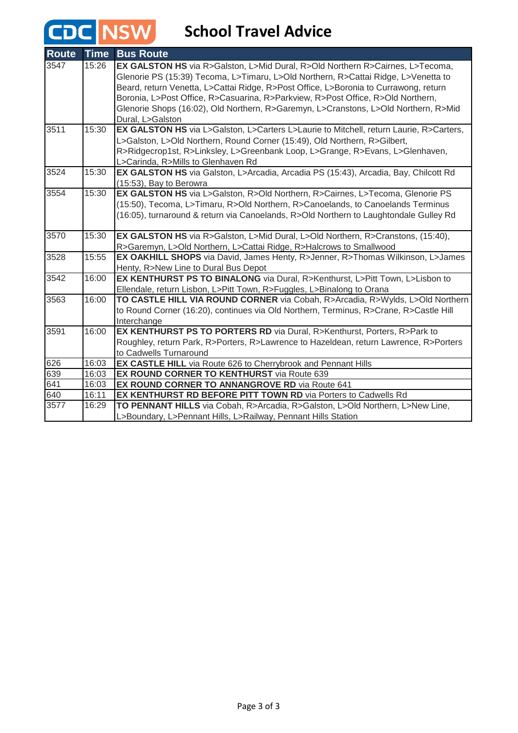# School Travel Advice

| Route | Time | Bus Route |
|---|---|---|
| 3547 | 15:26 | **EX GALSTON HS** via R>Galston, L>Mid Dural, R>Old Northern R>Cairnes, L>Tecoma, Glenorie PS (15:39) Tecoma, L>Timaru, L>Old Northern, R>Cattai Ridge, L>Venetta to Beard, return Venetta, L>Cattai Ridge, R>Post Office, L>Boronia to Currawong, return Boronia, L>Post Office, R>Casuarina, R>Parkview, R>Post Office, R>Old Northern, Glenorie Shops (16:02), Old Northern, R>Garemyn, L>Cranstons, L>Old Northern, R>Mid Dural, L>Galston |
| 3511 | 15:30 | **EX GALSTON HS** via L>Galston, L>Carters L>Laurie to Mitchell, return Laurie, R>Carters, L>Galston, L>Old Northern, Round Corner (15:49), Old Northern, R>Gilbert, R>Ridgecrop1st, R>Linksley, L>Greenbank Loop, L>Grange, R>Evans, L>Glenhaven, L>Carinda, R>Mills to Glenhaven Rd |
| 3524 | 15:30 | **EX GALSTON HS** via Galston, L>Arcadia, Arcadia PS (15:43), Arcadia, Bay, Chilcott Rd (15:53), Bay to Berowra |
| 3554 | 15:30 | **EX GALSTON HS** via L>Galston, R>Old Northern, R>Cairnes, L>Tecoma, Glenorie PS (15:50), Tecoma, L>Timaru, R>Old Northern, R>Canoelands, to Canoelands Terminus (16:05), turnaround & return via Canoelands, R>Old Northern to Laughtondale Gulley Rd |
| 3570 | 15:30 | **EX GALSTON HS** via R>Galston, L>Mid Dural, L>Old Northern, R>Cranstons, (15:40), R>Garemyn, L>Old Northern, L>Cattai Ridge, R>Halcrows to Smallwood |
| 3528 | 15:55 | **EX OAKHILL SHOPS** via David, James Henty, R>Jenner, R>Thomas Wilkinson, L>James Henty, R>New Line to Dural Bus Depot |
| 3542 | 16:00 | **EX KENTHURST PS TO BINALONG** via Dural, R>Kenthurst, L>Pitt Town, L>Lisbon to Ellendale, return Lisbon, L>Pitt Town, R>Fuggles, L>Binalong to Orana |
| 3563 | 16:00 | **TO CASTLE HILL VIA ROUND CORNER** via Cobah, R>Arcadia, R>Wylds, L>Old Northern to Round Corner (16:20), continues via Old Northern, Terminus, R>Crane, R>Castle Hill Interchange |
| 3591 | 16:00 | **EX KENTHURST PS TO PORTERS RD** via Dural, R>Kenthurst, Porters, R>Park to Roughley, return Park, R>Porters, R>Lawrence to Hazeldean, return Lawrence, R>Porters to Cadwells Turnaround |
| 626 | 16:03 | **EX CASTLE HILL** via Route 626 to Cherrybrook and Pennant Hills |
| 639 | 16:03 | **EX ROUND CORNER TO KENTHURST** via Route 639 |
| 641 | 16:03 | **EX ROUND CORNER TO ANNANGROVE RD** via Route 641 |
| 640 | 16:11 | **EX KENTHURST RD BEFORE PITT TOWN RD** via Porters to Cadwells Rd |
| 3577 | 16:29 | **TO PENNANT HILLS** via Cobah, R>Arcadia, R>Galston, L>Old Northern, L>New Line, L>Boundary, L>Pennant Hills, L>Railway, Pennant Hills Station |